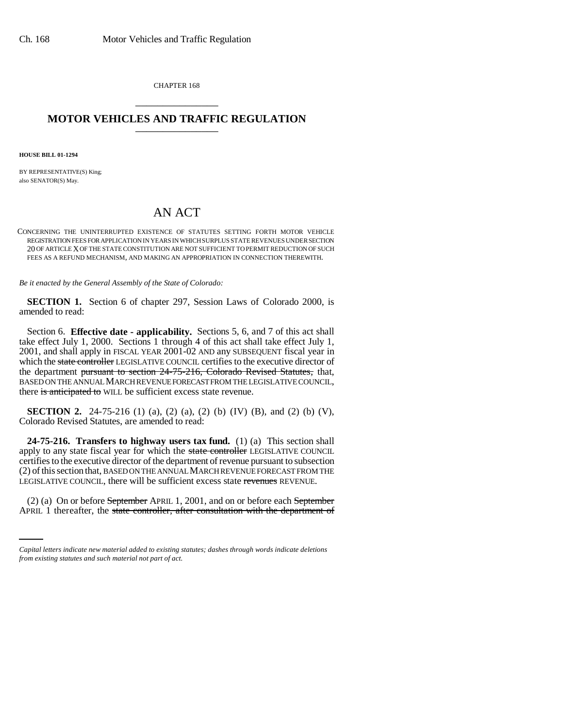CHAPTER 168

## MOTOR VEHICLES AND TRAFFIC REGULATION

**HOUSE BILL 01-1294**

BY REPRESENTATIVE(S) King;
also SENATOR(S) May.

# AN ACT

CONCERNING THE UNINTERRUPTED EXISTENCE OF STATUTES SETTING FORTH MOTOR VEHICLE REGISTRATION FEES FOR APPLICATION IN YEARS IN WHICH SURPLUS STATE REVENUES UNDER SECTION 20 OF ARTICLE X OF THE STATE CONSTITUTION ARE NOT SUFFICIENT TO PERMIT REDUCTION OF SUCH FEES AS A REFUND MECHANISM, AND MAKING AN APPROPRIATION IN CONNECTION THEREWITH.

*Be it enacted by the General Assembly of the State of Colorado:*

**SECTION 1.** Section 6 of chapter 297, Session Laws of Colorado 2000, is amended to read:

Section 6. **Effective date - applicability.** Sections 5, 6, and 7 of this act shall take effect July 1, 2000. Sections 1 through 4 of this act shall take effect July 1, 2001, and shall apply in FISCAL YEAR 2001-02 AND any SUBSEQUENT fiscal year in which the ~~state controller~~ LEGISLATIVE COUNCIL certifies to the executive director of the department ~~pursuant to section 24-75-216, Colorado Revised Statutes,~~ that, BASED ON THE ANNUAL MARCH REVENUE FORECAST FROM THE LEGISLATIVE COUNCIL, there ~~is anticipated to~~ WILL be sufficient excess state revenue.

**SECTION 2.** 24-75-216 (1) (a), (2) (a), (2) (b) (IV) (B), and (2) (b) (V), Colorado Revised Statutes, are amended to read:

**24-75-216. Transfers to highway users tax fund.** (1) (a) This section shall apply to any state fiscal year for which the ~~state controller~~ LEGISLATIVE COUNCIL certifies to the executive director of the department of revenue pursuant to subsection (2) of this section that, BASED ON THE ANNUAL MARCH REVENUE FORECAST FROM THE LEGISLATIVE COUNCIL, there will be sufficient excess state ~~revenues~~ REVENUE.

(2) (a) On or before ~~September~~ APRIL 1, 2001, and on or before each ~~September~~ APRIL 1 thereafter, the ~~state controller, after consultation with the department of~~

*Capital letters indicate new material added to existing statutes; dashes through words indicate deletions from existing statutes and such material not part of act.*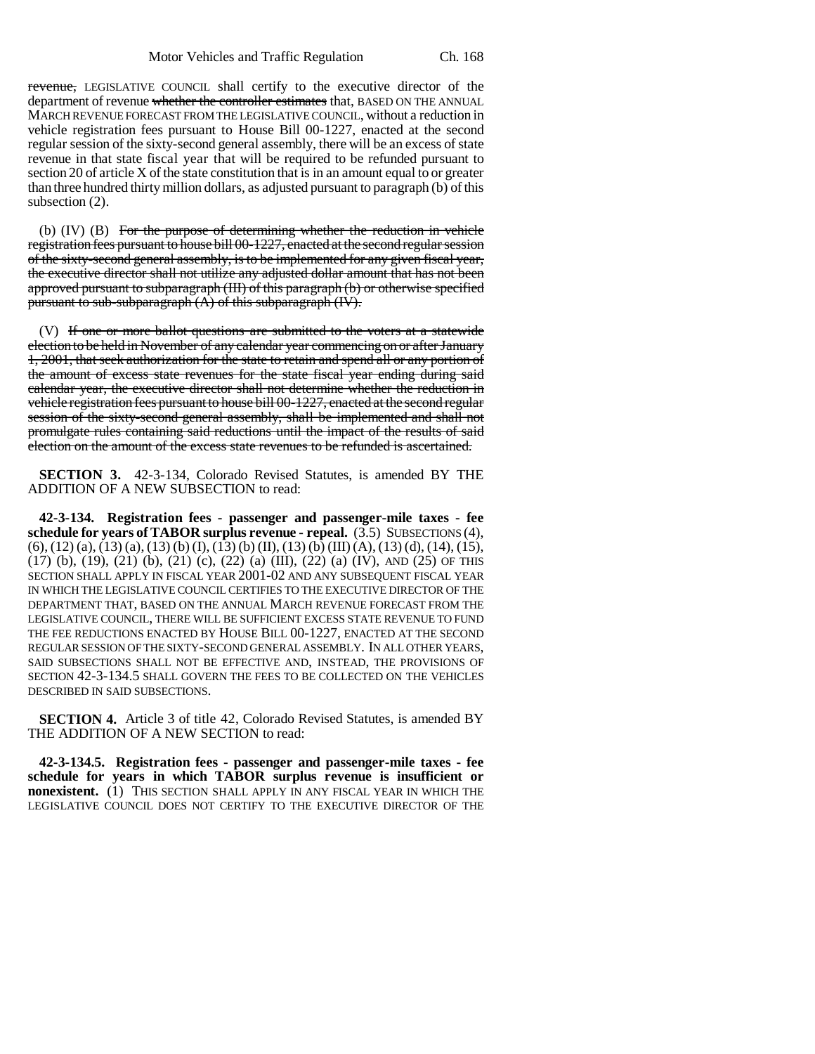revenue, LEGISLATIVE COUNCIL shall certify to the executive director of the department of revenue whether the controller estimates that, BASED ON THE ANNUAL MARCH REVENUE FORECAST FROM THE LEGISLATIVE COUNCIL, without a reduction in vehicle registration fees pursuant to House Bill 00-1227, enacted at the second regular session of the sixty-second general assembly, there will be an excess of state revenue in that state fiscal year that will be required to be refunded pursuant to section 20 of article X of the state constitution that is in an amount equal to or greater than three hundred thirty million dollars, as adjusted pursuant to paragraph (b) of this subsection (2).

(b) (IV) (B) For the purpose of determining whether the reduction in vehicle registration fees pursuant to house bill 00-1227, enacted at the second regular session of the sixty-second general assembly, is to be implemented for any given fiscal year, the executive director shall not utilize any adjusted dollar amount that has not been approved pursuant to subparagraph (III) of this paragraph (b) or otherwise specified pursuant to sub-subparagraph (A) of this subparagraph (IV).

(V) If one or more ballot questions are submitted to the voters at a statewide election to be held in November of any calendar year commencing on or after January 1, 2001, that seek authorization for the state to retain and spend all or any portion of the amount of excess state revenues for the state fiscal year ending during said calendar year, the executive director shall not determine whether the reduction in vehicle registration fees pursuant to house bill 00-1227, enacted at the second regular session of the sixty-second general assembly, shall be implemented and shall not promulgate rules containing said reductions until the impact of the results of said election on the amount of the excess state revenues to be refunded is ascertained.

**SECTION 3.** 42-3-134, Colorado Revised Statutes, is amended BY THE ADDITION OF A NEW SUBSECTION to read:

**42-3-134. Registration fees - passenger and passenger-mile taxes - fee schedule for years of TABOR surplus revenue - repeal.** (3.5) SUBSECTIONS (4), (6), (12) (a), (13) (a), (13) (b) (I), (13) (b) (II), (13) (b) (III) (A), (13) (d), (14), (15), (17) (b), (19), (21) (b), (21) (c), (22) (a) (III), (22) (a) (IV), AND (25) OF THIS SECTION SHALL APPLY IN FISCAL YEAR 2001-02 AND ANY SUBSEQUENT FISCAL YEAR IN WHICH THE LEGISLATIVE COUNCIL CERTIFIES TO THE EXECUTIVE DIRECTOR OF THE DEPARTMENT THAT, BASED ON THE ANNUAL MARCH REVENUE FORECAST FROM THE LEGISLATIVE COUNCIL, THERE WILL BE SUFFICIENT EXCESS STATE REVENUE TO FUND THE FEE REDUCTIONS ENACTED BY HOUSE BILL 00-1227, ENACTED AT THE SECOND REGULAR SESSION OF THE SIXTY-SECOND GENERAL ASSEMBLY. IN ALL OTHER YEARS, SAID SUBSECTIONS SHALL NOT BE EFFECTIVE AND, INSTEAD, THE PROVISIONS OF SECTION 42-3-134.5 SHALL GOVERN THE FEES TO BE COLLECTED ON THE VEHICLES DESCRIBED IN SAID SUBSECTIONS.

**SECTION 4.** Article 3 of title 42, Colorado Revised Statutes, is amended BY THE ADDITION OF A NEW SECTION to read:

**42-3-134.5. Registration fees - passenger and passenger-mile taxes - fee schedule for years in which TABOR surplus revenue is insufficient or nonexistent.** (1) THIS SECTION SHALL APPLY IN ANY FISCAL YEAR IN WHICH THE LEGISLATIVE COUNCIL DOES NOT CERTIFY TO THE EXECUTIVE DIRECTOR OF THE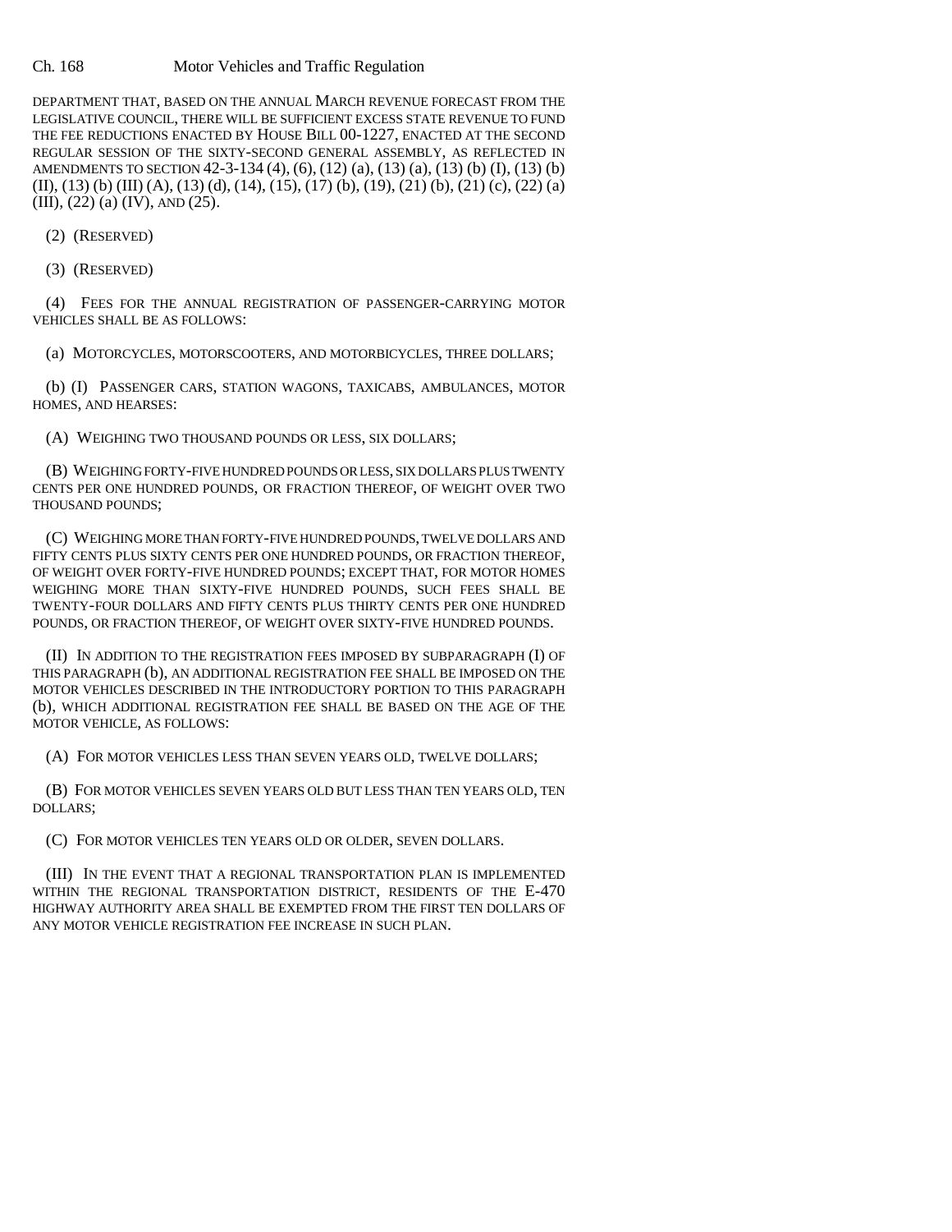DEPARTMENT THAT, BASED ON THE ANNUAL MARCH REVENUE FORECAST FROM THE LEGISLATIVE COUNCIL, THERE WILL BE SUFFICIENT EXCESS STATE REVENUE TO FUND THE FEE REDUCTIONS ENACTED BY HOUSE BILL 00-1227, ENACTED AT THE SECOND REGULAR SESSION OF THE SIXTY-SECOND GENERAL ASSEMBLY, AS REFLECTED IN AMENDMENTS TO SECTION 42-3-134 (4), (6), (12) (a), (13) (a), (13) (b) (I), (13) (b) (II), (13) (b) (III) (A), (13) (d), (14), (15), (17) (b), (19), (21) (b), (21) (c), (22) (a) (III), (22) (a) (IV), AND (25).

(2) (RESERVED)

(3) (RESERVED)

(4) FEES FOR THE ANNUAL REGISTRATION OF PASSENGER-CARRYING MOTOR VEHICLES SHALL BE AS FOLLOWS:

(a) MOTORCYCLES, MOTORSCOOTERS, AND MOTORBICYCLES, THREE DOLLARS;

(b) (I) PASSENGER CARS, STATION WAGONS, TAXICABS, AMBULANCES, MOTOR HOMES, AND HEARSES:

(A) WEIGHING TWO THOUSAND POUNDS OR LESS, SIX DOLLARS;

(B) WEIGHING FORTY-FIVE HUNDRED POUNDS OR LESS, SIX DOLLARS PLUS TWENTY CENTS PER ONE HUNDRED POUNDS, OR FRACTION THEREOF, OF WEIGHT OVER TWO THOUSAND POUNDS;

(C) WEIGHING MORE THAN FORTY-FIVE HUNDRED POUNDS, TWELVE DOLLARS AND FIFTY CENTS PLUS SIXTY CENTS PER ONE HUNDRED POUNDS, OR FRACTION THEREOF, OF WEIGHT OVER FORTY-FIVE HUNDRED POUNDS; EXCEPT THAT, FOR MOTOR HOMES WEIGHING MORE THAN SIXTY-FIVE HUNDRED POUNDS, SUCH FEES SHALL BE TWENTY-FOUR DOLLARS AND FIFTY CENTS PLUS THIRTY CENTS PER ONE HUNDRED POUNDS, OR FRACTION THEREOF, OF WEIGHT OVER SIXTY-FIVE HUNDRED POUNDS.

(II) IN ADDITION TO THE REGISTRATION FEES IMPOSED BY SUBPARAGRAPH (I) OF THIS PARAGRAPH (b), AN ADDITIONAL REGISTRATION FEE SHALL BE IMPOSED ON THE MOTOR VEHICLES DESCRIBED IN THE INTRODUCTORY PORTION TO THIS PARAGRAPH (b), WHICH ADDITIONAL REGISTRATION FEE SHALL BE BASED ON THE AGE OF THE MOTOR VEHICLE, AS FOLLOWS:

(A) FOR MOTOR VEHICLES LESS THAN SEVEN YEARS OLD, TWELVE DOLLARS;

(B) FOR MOTOR VEHICLES SEVEN YEARS OLD BUT LESS THAN TEN YEARS OLD, TEN DOLLARS;

(C) FOR MOTOR VEHICLES TEN YEARS OLD OR OLDER, SEVEN DOLLARS.

(III) IN THE EVENT THAT A REGIONAL TRANSPORTATION PLAN IS IMPLEMENTED WITHIN THE REGIONAL TRANSPORTATION DISTRICT, RESIDENTS OF THE E-470 HIGHWAY AUTHORITY AREA SHALL BE EXEMPTED FROM THE FIRST TEN DOLLARS OF ANY MOTOR VEHICLE REGISTRATION FEE INCREASE IN SUCH PLAN.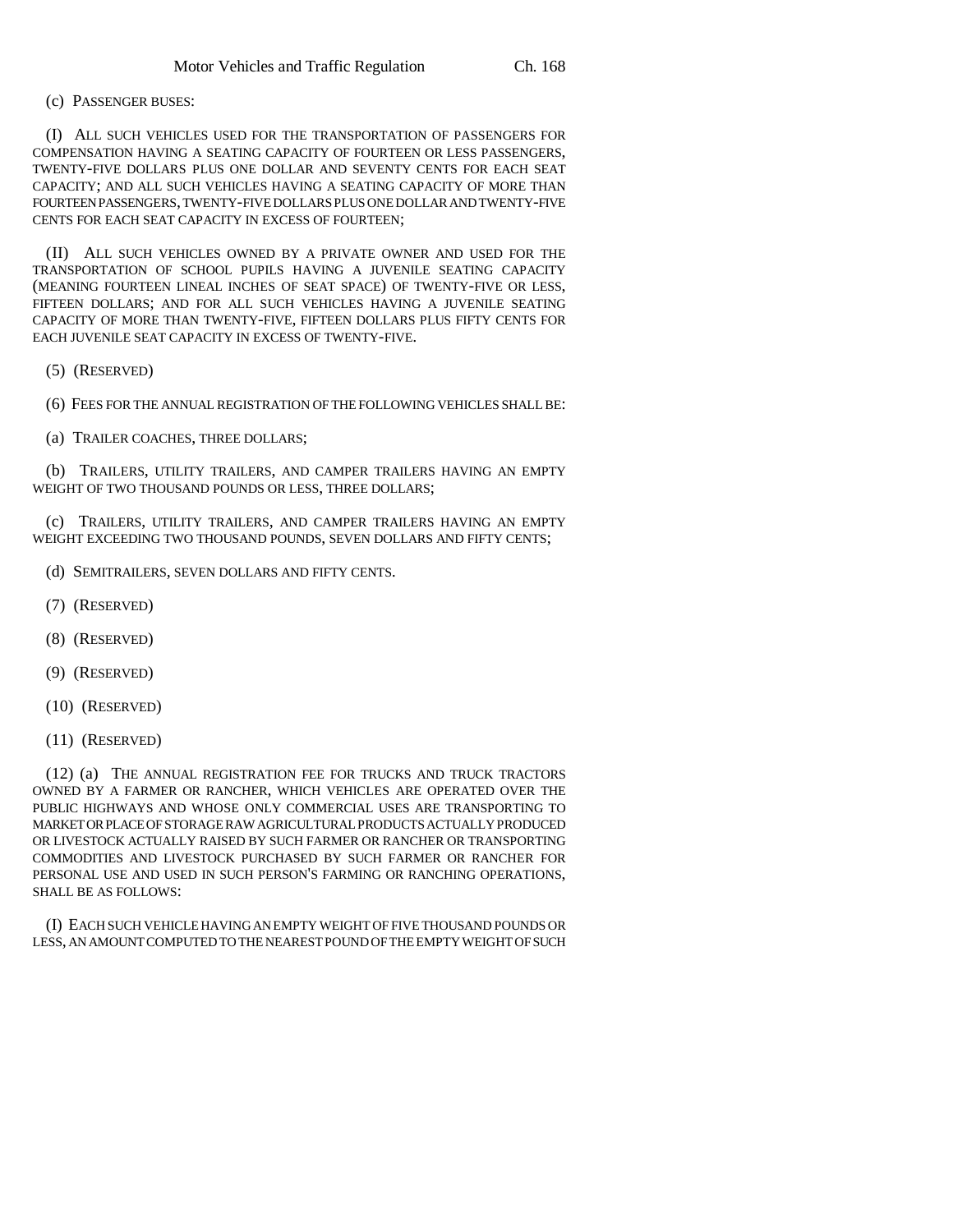(c) PASSENGER BUSES:

(I) ALL SUCH VEHICLES USED FOR THE TRANSPORTATION OF PASSENGERS FOR COMPENSATION HAVING A SEATING CAPACITY OF FOURTEEN OR LESS PASSENGERS, TWENTY-FIVE DOLLARS PLUS ONE DOLLAR AND SEVENTY CENTS FOR EACH SEAT CAPACITY; AND ALL SUCH VEHICLES HAVING A SEATING CAPACITY OF MORE THAN FOURTEEN PASSENGERS, TWENTY-FIVE DOLLARS PLUS ONE DOLLAR AND TWENTY-FIVE CENTS FOR EACH SEAT CAPACITY IN EXCESS OF FOURTEEN;

(II) ALL SUCH VEHICLES OWNED BY A PRIVATE OWNER AND USED FOR THE TRANSPORTATION OF SCHOOL PUPILS HAVING A JUVENILE SEATING CAPACITY (MEANING FOURTEEN LINEAL INCHES OF SEAT SPACE) OF TWENTY-FIVE OR LESS, FIFTEEN DOLLARS; AND FOR ALL SUCH VEHICLES HAVING A JUVENILE SEATING CAPACITY OF MORE THAN TWENTY-FIVE, FIFTEEN DOLLARS PLUS FIFTY CENTS FOR EACH JUVENILE SEAT CAPACITY IN EXCESS OF TWENTY-FIVE.

(5) (RESERVED)

(6) FEES FOR THE ANNUAL REGISTRATION OF THE FOLLOWING VEHICLES SHALL BE:

(a) TRAILER COACHES, THREE DOLLARS;

(b) TRAILERS, UTILITY TRAILERS, AND CAMPER TRAILERS HAVING AN EMPTY WEIGHT OF TWO THOUSAND POUNDS OR LESS, THREE DOLLARS;

(c) TRAILERS, UTILITY TRAILERS, AND CAMPER TRAILERS HAVING AN EMPTY WEIGHT EXCEEDING TWO THOUSAND POUNDS, SEVEN DOLLARS AND FIFTY CENTS;

(d) SEMITRAILERS, SEVEN DOLLARS AND FIFTY CENTS.

(7) (RESERVED)

(8) (RESERVED)

(9) (RESERVED)

(10) (RESERVED)

(11) (RESERVED)

(12) (a) THE ANNUAL REGISTRATION FEE FOR TRUCKS AND TRUCK TRACTORS OWNED BY A FARMER OR RANCHER, WHICH VEHICLES ARE OPERATED OVER THE PUBLIC HIGHWAYS AND WHOSE ONLY COMMERCIAL USES ARE TRANSPORTING TO MARKET OR PLACE OF STORAGE RAW AGRICULTURAL PRODUCTS ACTUALLY PRODUCED OR LIVESTOCK ACTUALLY RAISED BY SUCH FARMER OR RANCHER OR TRANSPORTING COMMODITIES AND LIVESTOCK PURCHASED BY SUCH FARMER OR RANCHER FOR PERSONAL USE AND USED IN SUCH PERSON'S FARMING OR RANCHING OPERATIONS, SHALL BE AS FOLLOWS:

(I) EACH SUCH VEHICLE HAVING AN EMPTY WEIGHT OF FIVE THOUSAND POUNDS OR LESS, AN AMOUNT COMPUTED TO THE NEAREST POUND OF THE EMPTY WEIGHT OF SUCH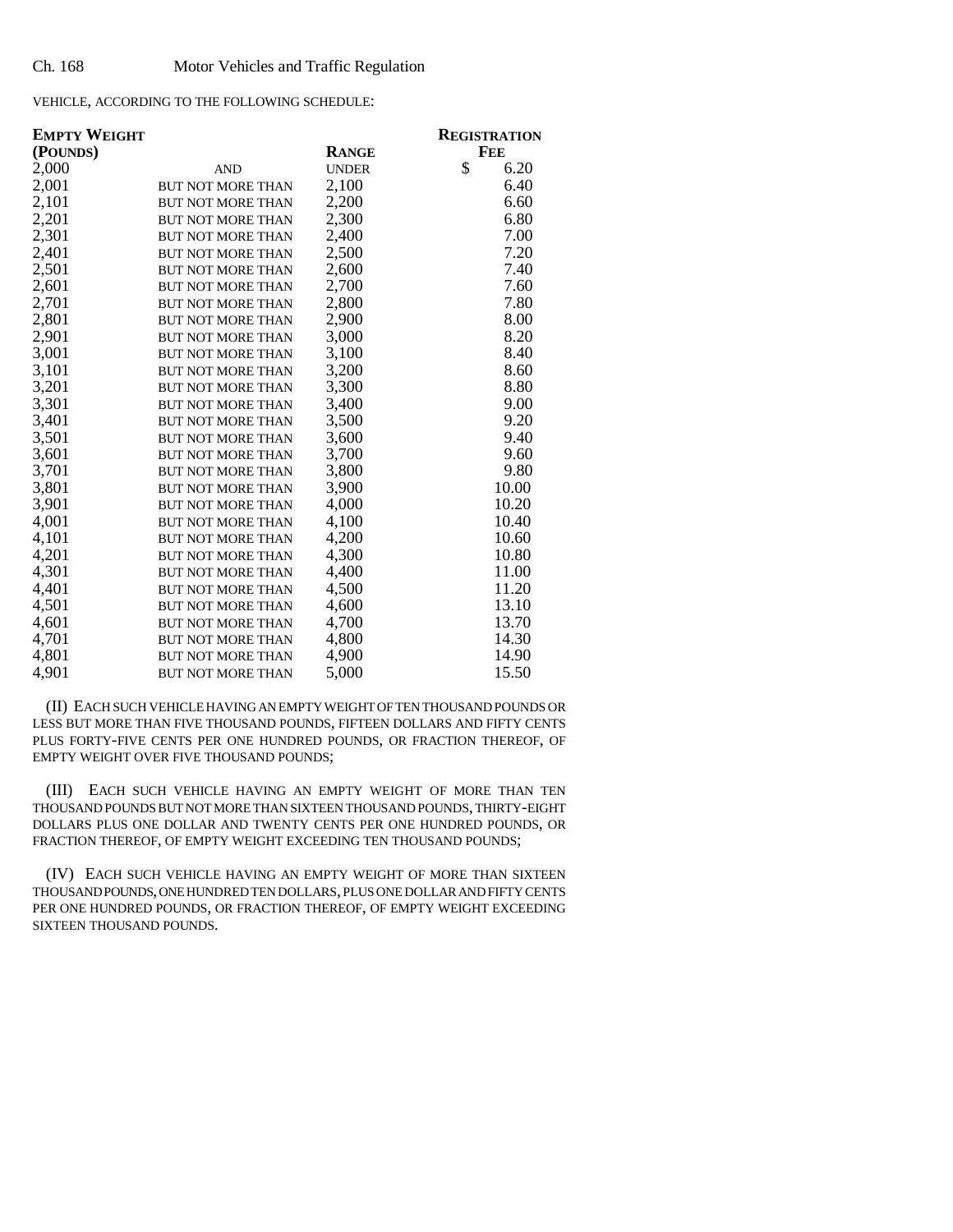VEHICLE, ACCORDING TO THE FOLLOWING SCHEDULE:

| EMPTY WEIGHT (POUNDS) | | RANGE | REGISTRATION FEE |
|---|---|---|---|
| 2,000 | AND | UNDER | $ 6.20 |
| 2,001 | BUT NOT MORE THAN | 2,100 | 6.40 |
| 2,101 | BUT NOT MORE THAN | 2,200 | 6.60 |
| 2,201 | BUT NOT MORE THAN | 2,300 | 6.80 |
| 2,301 | BUT NOT MORE THAN | 2,400 | 7.00 |
| 2,401 | BUT NOT MORE THAN | 2,500 | 7.20 |
| 2,501 | BUT NOT MORE THAN | 2,600 | 7.40 |
| 2,601 | BUT NOT MORE THAN | 2,700 | 7.60 |
| 2,701 | BUT NOT MORE THAN | 2,800 | 7.80 |
| 2,801 | BUT NOT MORE THAN | 2,900 | 8.00 |
| 2,901 | BUT NOT MORE THAN | 3,000 | 8.20 |
| 3,001 | BUT NOT MORE THAN | 3,100 | 8.40 |
| 3,101 | BUT NOT MORE THAN | 3,200 | 8.60 |
| 3,201 | BUT NOT MORE THAN | 3,300 | 8.80 |
| 3,301 | BUT NOT MORE THAN | 3,400 | 9.00 |
| 3,401 | BUT NOT MORE THAN | 3,500 | 9.20 |
| 3,501 | BUT NOT MORE THAN | 3,600 | 9.40 |
| 3,601 | BUT NOT MORE THAN | 3,700 | 9.60 |
| 3,701 | BUT NOT MORE THAN | 3,800 | 9.80 |
| 3,801 | BUT NOT MORE THAN | 3,900 | 10.00 |
| 3,901 | BUT NOT MORE THAN | 4,000 | 10.20 |
| 4,001 | BUT NOT MORE THAN | 4,100 | 10.40 |
| 4,101 | BUT NOT MORE THAN | 4,200 | 10.60 |
| 4,201 | BUT NOT MORE THAN | 4,300 | 10.80 |
| 4,301 | BUT NOT MORE THAN | 4,400 | 11.00 |
| 4,401 | BUT NOT MORE THAN | 4,500 | 11.20 |
| 4,501 | BUT NOT MORE THAN | 4,600 | 13.10 |
| 4,601 | BUT NOT MORE THAN | 4,700 | 13.70 |
| 4,701 | BUT NOT MORE THAN | 4,800 | 14.30 |
| 4,801 | BUT NOT MORE THAN | 4,900 | 14.90 |
| 4,901 | BUT NOT MORE THAN | 5,000 | 15.50 |

(II) EACH SUCH VEHICLE HAVING AN EMPTY WEIGHT OF TEN THOUSAND POUNDS OR LESS BUT MORE THAN FIVE THOUSAND POUNDS, FIFTEEN DOLLARS AND FIFTY CENTS PLUS FORTY-FIVE CENTS PER ONE HUNDRED POUNDS, OR FRACTION THEREOF, OF EMPTY WEIGHT OVER FIVE THOUSAND POUNDS;

(III) EACH SUCH VEHICLE HAVING AN EMPTY WEIGHT OF MORE THAN TEN THOUSAND POUNDS BUT NOT MORE THAN SIXTEEN THOUSAND POUNDS, THIRTY-EIGHT DOLLARS PLUS ONE DOLLAR AND TWENTY CENTS PER ONE HUNDRED POUNDS, OR FRACTION THEREOF, OF EMPTY WEIGHT EXCEEDING TEN THOUSAND POUNDS;

(IV) EACH SUCH VEHICLE HAVING AN EMPTY WEIGHT OF MORE THAN SIXTEEN THOUSAND POUNDS, ONE HUNDRED TEN DOLLARS, PLUS ONE DOLLAR AND FIFTY CENTS PER ONE HUNDRED POUNDS, OR FRACTION THEREOF, OF EMPTY WEIGHT EXCEEDING SIXTEEN THOUSAND POUNDS.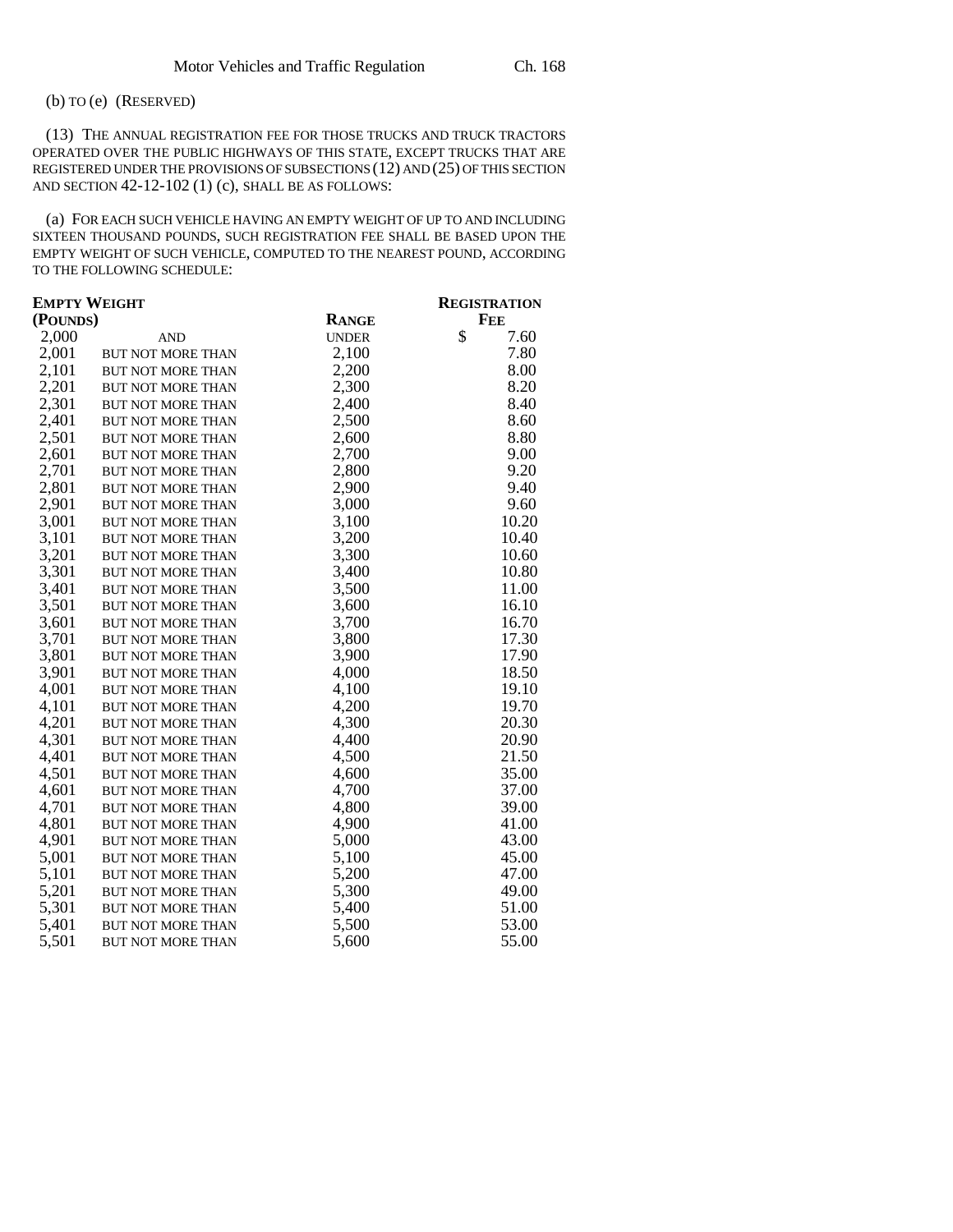(b) TO (e) (RESERVED)

(13) THE ANNUAL REGISTRATION FEE FOR THOSE TRUCKS AND TRUCK TRACTORS OPERATED OVER THE PUBLIC HIGHWAYS OF THIS STATE, EXCEPT TRUCKS THAT ARE REGISTERED UNDER THE PROVISIONS OF SUBSECTIONS (12) AND (25) OF THIS SECTION AND SECTION 42-12-102 (1) (c), SHALL BE AS FOLLOWS:

(a) FOR EACH SUCH VEHICLE HAVING AN EMPTY WEIGHT OF UP TO AND INCLUDING SIXTEEN THOUSAND POUNDS, SUCH REGISTRATION FEE SHALL BE BASED UPON THE EMPTY WEIGHT OF SUCH VEHICLE, COMPUTED TO THE NEAREST POUND, ACCORDING TO THE FOLLOWING SCHEDULE:

| **EMPTY WEIGHT (POUNDS)** | | **RANGE** | **REGISTRATION FEE** |
|---|---|---|---|
| 2,000 | AND | UNDER | $ 7.60 |
| 2,001 | BUT NOT MORE THAN | 2,100 | 7.80 |
| 2,101 | BUT NOT MORE THAN | 2,200 | 8.00 |
| 2,201 | BUT NOT MORE THAN | 2,300 | 8.20 |
| 2,301 | BUT NOT MORE THAN | 2,400 | 8.40 |
| 2,401 | BUT NOT MORE THAN | 2,500 | 8.60 |
| 2,501 | BUT NOT MORE THAN | 2,600 | 8.80 |
| 2,601 | BUT NOT MORE THAN | 2,700 | 9.00 |
| 2,701 | BUT NOT MORE THAN | 2,800 | 9.20 |
| 2,801 | BUT NOT MORE THAN | 2,900 | 9.40 |
| 2,901 | BUT NOT MORE THAN | 3,000 | 9.60 |
| 3,001 | BUT NOT MORE THAN | 3,100 | 10.20 |
| 3,101 | BUT NOT MORE THAN | 3,200 | 10.40 |
| 3,201 | BUT NOT MORE THAN | 3,300 | 10.60 |
| 3,301 | BUT NOT MORE THAN | 3,400 | 10.80 |
| 3,401 | BUT NOT MORE THAN | 3,500 | 11.00 |
| 3,501 | BUT NOT MORE THAN | 3,600 | 16.10 |
| 3,601 | BUT NOT MORE THAN | 3,700 | 16.70 |
| 3,701 | BUT NOT MORE THAN | 3,800 | 17.30 |
| 3,801 | BUT NOT MORE THAN | 3,900 | 17.90 |
| 3,901 | BUT NOT MORE THAN | 4,000 | 18.50 |
| 4,001 | BUT NOT MORE THAN | 4,100 | 19.10 |
| 4,101 | BUT NOT MORE THAN | 4,200 | 19.70 |
| 4,201 | BUT NOT MORE THAN | 4,300 | 20.30 |
| 4,301 | BUT NOT MORE THAN | 4,400 | 20.90 |
| 4,401 | BUT NOT MORE THAN | 4,500 | 21.50 |
| 4,501 | BUT NOT MORE THAN | 4,600 | 35.00 |
| 4,601 | BUT NOT MORE THAN | 4,700 | 37.00 |
| 4,701 | BUT NOT MORE THAN | 4,800 | 39.00 |
| 4,801 | BUT NOT MORE THAN | 4,900 | 41.00 |
| 4,901 | BUT NOT MORE THAN | 5,000 | 43.00 |
| 5,001 | BUT NOT MORE THAN | 5,100 | 45.00 |
| 5,101 | BUT NOT MORE THAN | 5,200 | 47.00 |
| 5,201 | BUT NOT MORE THAN | 5,300 | 49.00 |
| 5,301 | BUT NOT MORE THAN | 5,400 | 51.00 |
| 5,401 | BUT NOT MORE THAN | 5,500 | 53.00 |
| 5,501 | BUT NOT MORE THAN | 5,600 | 55.00 |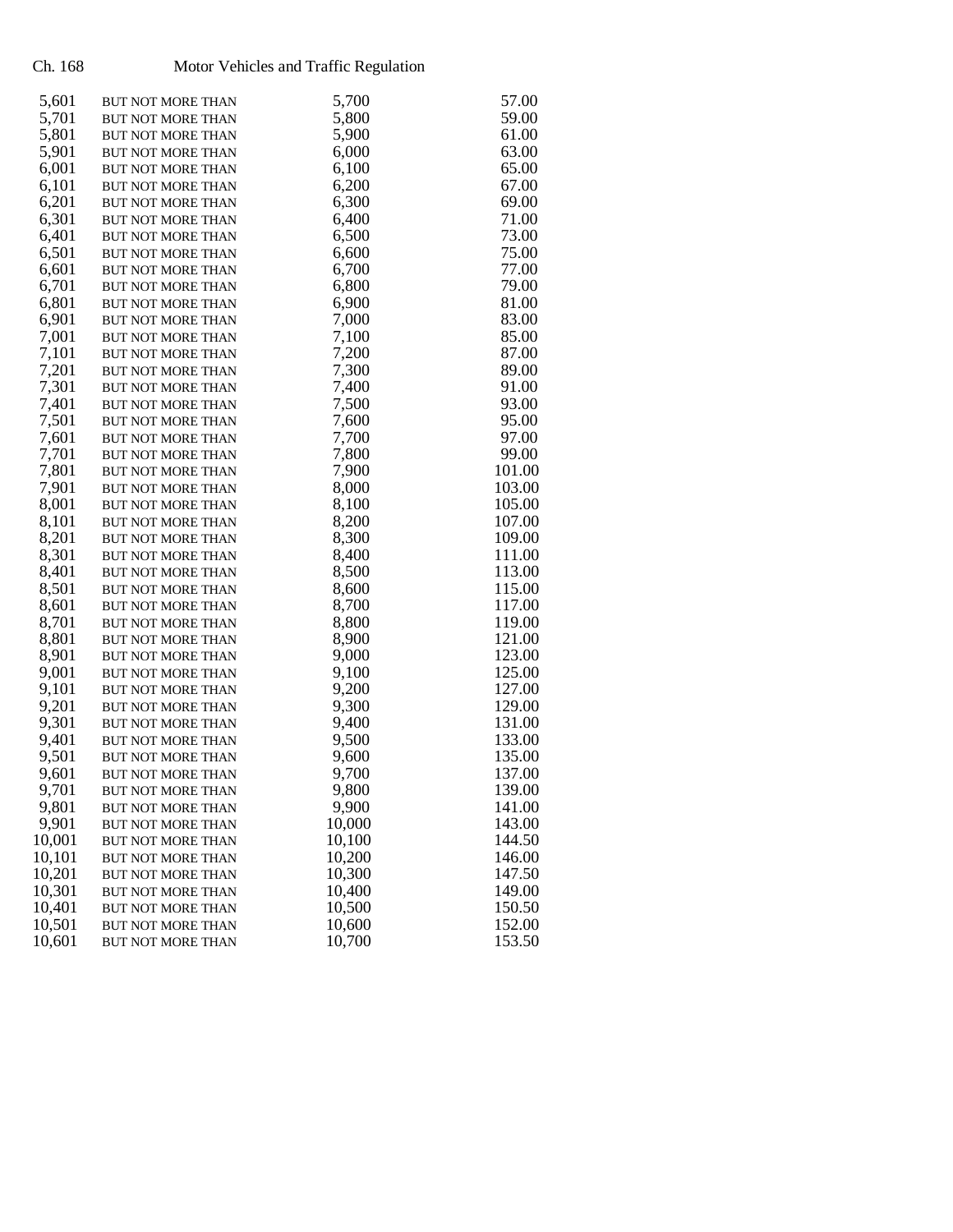| | | | |
|---|---|---|---|
| 5,601 | BUT NOT MORE THAN | 5,700 | 57.00 |
| 5,701 | BUT NOT MORE THAN | 5,800 | 59.00 |
| 5,801 | BUT NOT MORE THAN | 5,900 | 61.00 |
| 5,901 | BUT NOT MORE THAN | 6,000 | 63.00 |
| 6,001 | BUT NOT MORE THAN | 6,100 | 65.00 |
| 6,101 | BUT NOT MORE THAN | 6,200 | 67.00 |
| 6,201 | BUT NOT MORE THAN | 6,300 | 69.00 |
| 6,301 | BUT NOT MORE THAN | 6,400 | 71.00 |
| 6,401 | BUT NOT MORE THAN | 6,500 | 73.00 |
| 6,501 | BUT NOT MORE THAN | 6,600 | 75.00 |
| 6,601 | BUT NOT MORE THAN | 6,700 | 77.00 |
| 6,701 | BUT NOT MORE THAN | 6,800 | 79.00 |
| 6,801 | BUT NOT MORE THAN | 6,900 | 81.00 |
| 6,901 | BUT NOT MORE THAN | 7,000 | 83.00 |
| 7,001 | BUT NOT MORE THAN | 7,100 | 85.00 |
| 7,101 | BUT NOT MORE THAN | 7,200 | 87.00 |
| 7,201 | BUT NOT MORE THAN | 7,300 | 89.00 |
| 7,301 | BUT NOT MORE THAN | 7,400 | 91.00 |
| 7,401 | BUT NOT MORE THAN | 7,500 | 93.00 |
| 7,501 | BUT NOT MORE THAN | 7,600 | 95.00 |
| 7,601 | BUT NOT MORE THAN | 7,700 | 97.00 |
| 7,701 | BUT NOT MORE THAN | 7,800 | 99.00 |
| 7,801 | BUT NOT MORE THAN | 7,900 | 101.00 |
| 7,901 | BUT NOT MORE THAN | 8,000 | 103.00 |
| 8,001 | BUT NOT MORE THAN | 8,100 | 105.00 |
| 8,101 | BUT NOT MORE THAN | 8,200 | 107.00 |
| 8,201 | BUT NOT MORE THAN | 8,300 | 109.00 |
| 8,301 | BUT NOT MORE THAN | 8,400 | 111.00 |
| 8,401 | BUT NOT MORE THAN | 8,500 | 113.00 |
| 8,501 | BUT NOT MORE THAN | 8,600 | 115.00 |
| 8,601 | BUT NOT MORE THAN | 8,700 | 117.00 |
| 8,701 | BUT NOT MORE THAN | 8,800 | 119.00 |
| 8,801 | BUT NOT MORE THAN | 8,900 | 121.00 |
| 8,901 | BUT NOT MORE THAN | 9,000 | 123.00 |
| 9,001 | BUT NOT MORE THAN | 9,100 | 125.00 |
| 9,101 | BUT NOT MORE THAN | 9,200 | 127.00 |
| 9,201 | BUT NOT MORE THAN | 9,300 | 129.00 |
| 9,301 | BUT NOT MORE THAN | 9,400 | 131.00 |
| 9,401 | BUT NOT MORE THAN | 9,500 | 133.00 |
| 9,501 | BUT NOT MORE THAN | 9,600 | 135.00 |
| 9,601 | BUT NOT MORE THAN | 9,700 | 137.00 |
| 9,701 | BUT NOT MORE THAN | 9,800 | 139.00 |
| 9,801 | BUT NOT MORE THAN | 9,900 | 141.00 |
| 9,901 | BUT NOT MORE THAN | 10,000 | 143.00 |
| 10,001 | BUT NOT MORE THAN | 10,100 | 144.50 |
| 10,101 | BUT NOT MORE THAN | 10,200 | 146.00 |
| 10,201 | BUT NOT MORE THAN | 10,300 | 147.50 |
| 10,301 | BUT NOT MORE THAN | 10,400 | 149.00 |
| 10,401 | BUT NOT MORE THAN | 10,500 | 150.50 |
| 10,501 | BUT NOT MORE THAN | 10,600 | 152.00 |
| 10,601 | BUT NOT MORE THAN | 10,700 | 153.50 |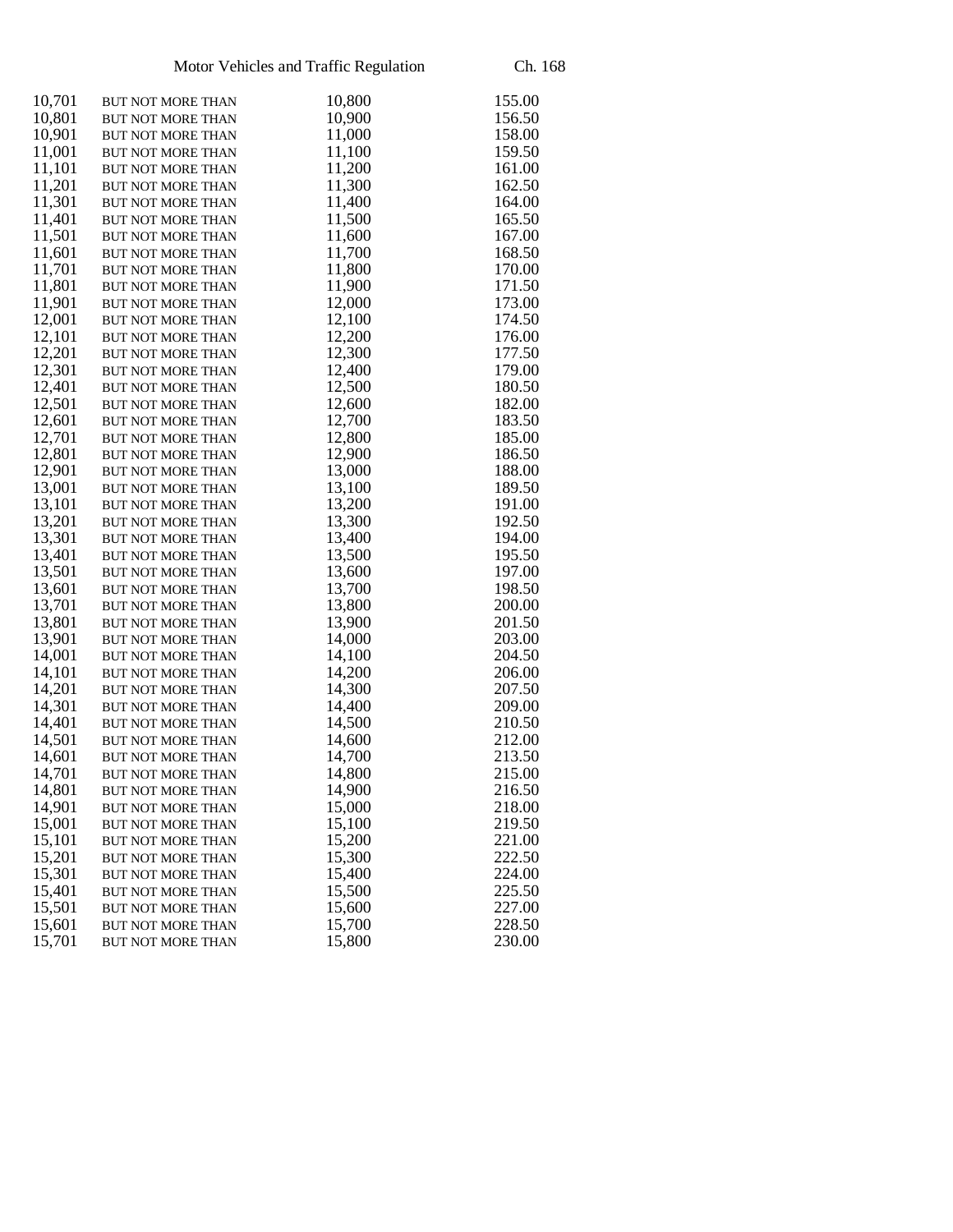| | | | |
|---|---|---|---|
| 10,701 | BUT NOT MORE THAN | 10,800 | 155.00 |
| 10,801 | BUT NOT MORE THAN | 10,900 | 156.50 |
| 10,901 | BUT NOT MORE THAN | 11,000 | 158.00 |
| 11,001 | BUT NOT MORE THAN | 11,100 | 159.50 |
| 11,101 | BUT NOT MORE THAN | 11,200 | 161.00 |
| 11,201 | BUT NOT MORE THAN | 11,300 | 162.50 |
| 11,301 | BUT NOT MORE THAN | 11,400 | 164.00 |
| 11,401 | BUT NOT MORE THAN | 11,500 | 165.50 |
| 11,501 | BUT NOT MORE THAN | 11,600 | 167.00 |
| 11,601 | BUT NOT MORE THAN | 11,700 | 168.50 |
| 11,701 | BUT NOT MORE THAN | 11,800 | 170.00 |
| 11,801 | BUT NOT MORE THAN | 11,900 | 171.50 |
| 11,901 | BUT NOT MORE THAN | 12,000 | 173.00 |
| 12,001 | BUT NOT MORE THAN | 12,100 | 174.50 |
| 12,101 | BUT NOT MORE THAN | 12,200 | 176.00 |
| 12,201 | BUT NOT MORE THAN | 12,300 | 177.50 |
| 12,301 | BUT NOT MORE THAN | 12,400 | 179.00 |
| 12,401 | BUT NOT MORE THAN | 12,500 | 180.50 |
| 12,501 | BUT NOT MORE THAN | 12,600 | 182.00 |
| 12,601 | BUT NOT MORE THAN | 12,700 | 183.50 |
| 12,701 | BUT NOT MORE THAN | 12,800 | 185.00 |
| 12,801 | BUT NOT MORE THAN | 12,900 | 186.50 |
| 12,901 | BUT NOT MORE THAN | 13,000 | 188.00 |
| 13,001 | BUT NOT MORE THAN | 13,100 | 189.50 |
| 13,101 | BUT NOT MORE THAN | 13,200 | 191.00 |
| 13,201 | BUT NOT MORE THAN | 13,300 | 192.50 |
| 13,301 | BUT NOT MORE THAN | 13,400 | 194.00 |
| 13,401 | BUT NOT MORE THAN | 13,500 | 195.50 |
| 13,501 | BUT NOT MORE THAN | 13,600 | 197.00 |
| 13,601 | BUT NOT MORE THAN | 13,700 | 198.50 |
| 13,701 | BUT NOT MORE THAN | 13,800 | 200.00 |
| 13,801 | BUT NOT MORE THAN | 13,900 | 201.50 |
| 13,901 | BUT NOT MORE THAN | 14,000 | 203.00 |
| 14,001 | BUT NOT MORE THAN | 14,100 | 204.50 |
| 14,101 | BUT NOT MORE THAN | 14,200 | 206.00 |
| 14,201 | BUT NOT MORE THAN | 14,300 | 207.50 |
| 14,301 | BUT NOT MORE THAN | 14,400 | 209.00 |
| 14,401 | BUT NOT MORE THAN | 14,500 | 210.50 |
| 14,501 | BUT NOT MORE THAN | 14,600 | 212.00 |
| 14,601 | BUT NOT MORE THAN | 14,700 | 213.50 |
| 14,701 | BUT NOT MORE THAN | 14,800 | 215.00 |
| 14,801 | BUT NOT MORE THAN | 14,900 | 216.50 |
| 14,901 | BUT NOT MORE THAN | 15,000 | 218.00 |
| 15,001 | BUT NOT MORE THAN | 15,100 | 219.50 |
| 15,101 | BUT NOT MORE THAN | 15,200 | 221.00 |
| 15,201 | BUT NOT MORE THAN | 15,300 | 222.50 |
| 15,301 | BUT NOT MORE THAN | 15,400 | 224.00 |
| 15,401 | BUT NOT MORE THAN | 15,500 | 225.50 |
| 15,501 | BUT NOT MORE THAN | 15,600 | 227.00 |
| 15,601 | BUT NOT MORE THAN | 15,700 | 228.50 |
| 15,701 | BUT NOT MORE THAN | 15,800 | 230.00 |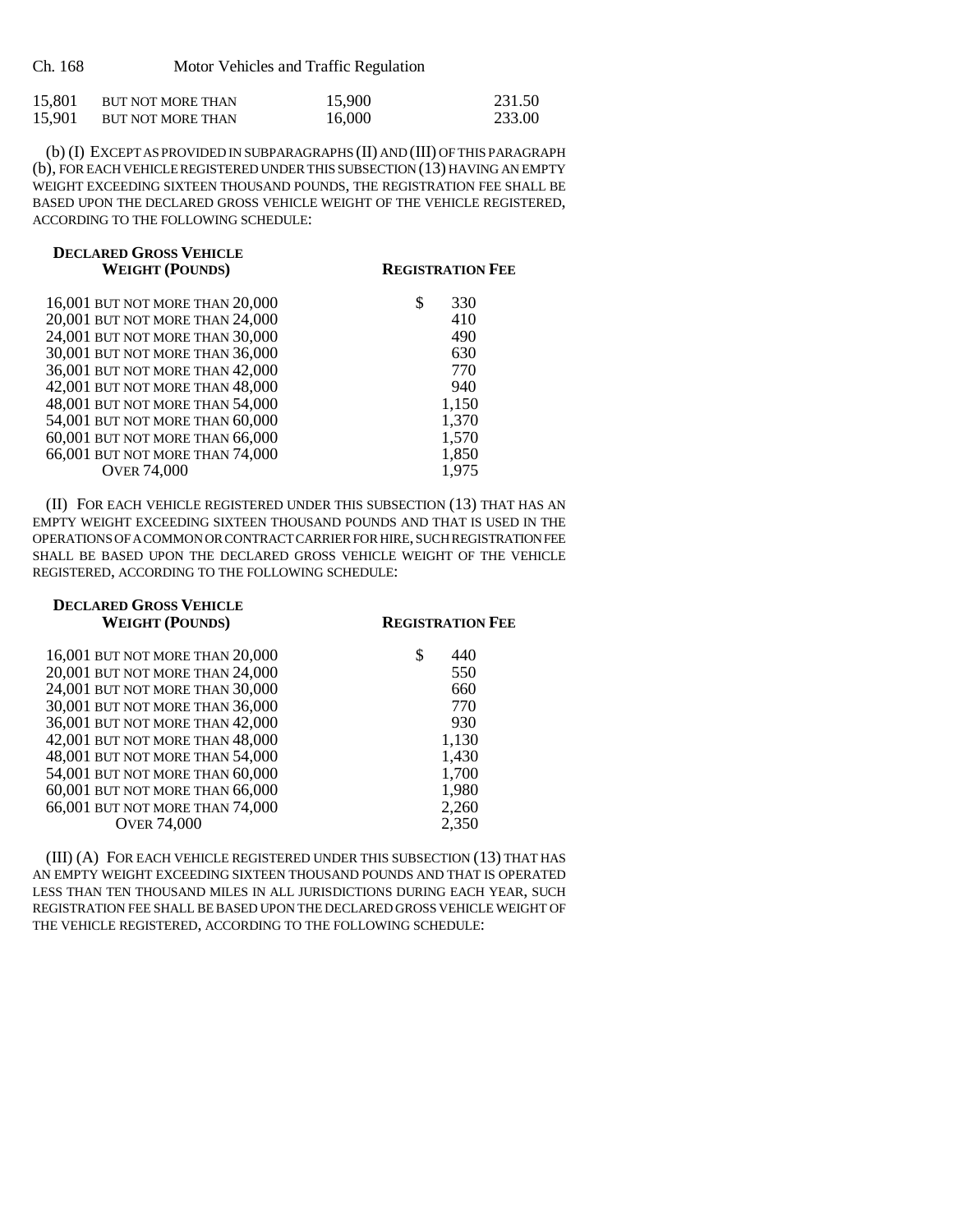| | | | |
|---|---|---|---|
| 15,801 | BUT NOT MORE THAN | 15,900 | 231.50 |
| 15,901 | BUT NOT MORE THAN | 16,000 | 233.00 |

(b) (I) EXCEPT AS PROVIDED IN SUBPARAGRAPHS (II) AND (III) OF THIS PARAGRAPH (b), FOR EACH VEHICLE REGISTERED UNDER THIS SUBSECTION (13) HAVING AN EMPTY WEIGHT EXCEEDING SIXTEEN THOUSAND POUNDS, THE REGISTRATION FEE SHALL BE BASED UPON THE DECLARED GROSS VEHICLE WEIGHT OF THE VEHICLE REGISTERED, ACCORDING TO THE FOLLOWING SCHEDULE:

| **DECLARED GROSS VEHICLE WEIGHT (POUNDS)** | **REGISTRATION FEE** |
|---|---|
| 16,001 BUT NOT MORE THAN 20,000 | $ 330 |
| 20,001 BUT NOT MORE THAN 24,000 | 410 |
| 24,001 BUT NOT MORE THAN 30,000 | 490 |
| 30,001 BUT NOT MORE THAN 36,000 | 630 |
| 36,001 BUT NOT MORE THAN 42,000 | 770 |
| 42,001 BUT NOT MORE THAN 48,000 | 940 |
| 48,001 BUT NOT MORE THAN 54,000 | 1,150 |
| 54,001 BUT NOT MORE THAN 60,000 | 1,370 |
| 60,001 BUT NOT MORE THAN 66,000 | 1,570 |
| 66,001 BUT NOT MORE THAN 74,000 | 1,850 |
| OVER 74,000 | 1,975 |

(II) FOR EACH VEHICLE REGISTERED UNDER THIS SUBSECTION (13) THAT HAS AN EMPTY WEIGHT EXCEEDING SIXTEEN THOUSAND POUNDS AND THAT IS USED IN THE OPERATIONS OF A COMMON OR CONTRACT CARRIER FOR HIRE, SUCH REGISTRATION FEE SHALL BE BASED UPON THE DECLARED GROSS VEHICLE WEIGHT OF THE VEHICLE REGISTERED, ACCORDING TO THE FOLLOWING SCHEDULE:

| **DECLARED GROSS VEHICLE WEIGHT (POUNDS)** | **REGISTRATION FEE** |
|---|---|
| 16,001 BUT NOT MORE THAN 20,000 | $ 440 |
| 20,001 BUT NOT MORE THAN 24,000 | 550 |
| 24,001 BUT NOT MORE THAN 30,000 | 660 |
| 30,001 BUT NOT MORE THAN 36,000 | 770 |
| 36,001 BUT NOT MORE THAN 42,000 | 930 |
| 42,001 BUT NOT MORE THAN 48,000 | 1,130 |
| 48,001 BUT NOT MORE THAN 54,000 | 1,430 |
| 54,001 BUT NOT MORE THAN 60,000 | 1,700 |
| 60,001 BUT NOT MORE THAN 66,000 | 1,980 |
| 66,001 BUT NOT MORE THAN 74,000 | 2,260 |
| OVER 74,000 | 2,350 |

(III) (A) FOR EACH VEHICLE REGISTERED UNDER THIS SUBSECTION (13) THAT HAS AN EMPTY WEIGHT EXCEEDING SIXTEEN THOUSAND POUNDS AND THAT IS OPERATED LESS THAN TEN THOUSAND MILES IN ALL JURISDICTIONS DURING EACH YEAR, SUCH REGISTRATION FEE SHALL BE BASED UPON THE DECLARED GROSS VEHICLE WEIGHT OF THE VEHICLE REGISTERED, ACCORDING TO THE FOLLOWING SCHEDULE: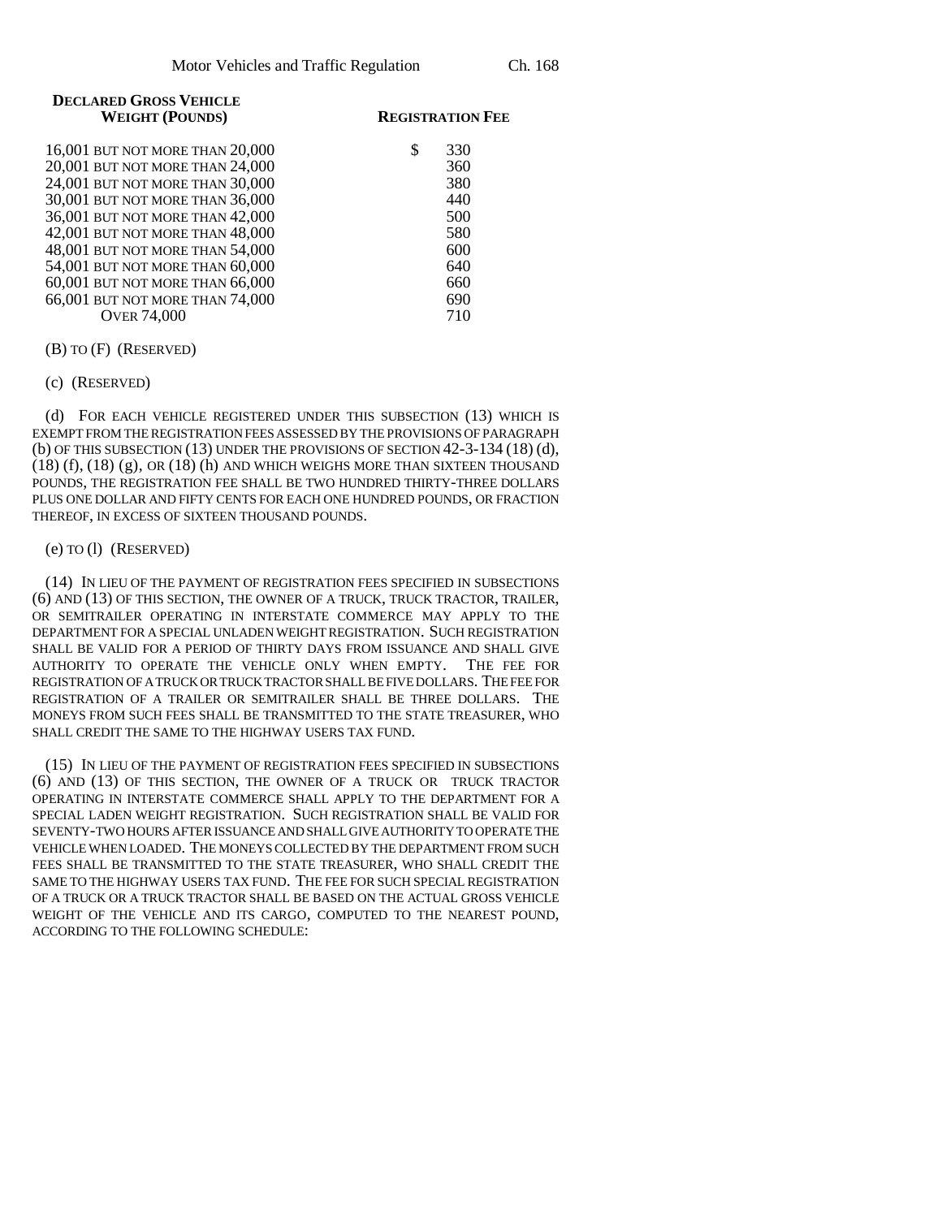| DECLARED GROSS VEHICLE WEIGHT (POUNDS) | REGISTRATION FEE |
|---|---|
| 16,001 BUT NOT MORE THAN 20,000 | $ 330 |
| 20,001 BUT NOT MORE THAN 24,000 | 360 |
| 24,001 BUT NOT MORE THAN 30,000 | 380 |
| 30,001 BUT NOT MORE THAN 36,000 | 440 |
| 36,001 BUT NOT MORE THAN 42,000 | 500 |
| 42,001 BUT NOT MORE THAN 48,000 | 580 |
| 48,001 BUT NOT MORE THAN 54,000 | 600 |
| 54,001 BUT NOT MORE THAN 60,000 | 640 |
| 60,001 BUT NOT MORE THAN 66,000 | 660 |
| 66,001 BUT NOT MORE THAN 74,000 | 690 |
| OVER 74,000 | 710 |

(B) TO (F) (RESERVED)

(c) (RESERVED)

(d) FOR EACH VEHICLE REGISTERED UNDER THIS SUBSECTION (13) WHICH IS EXEMPT FROM THE REGISTRATION FEES ASSESSED BY THE PROVISIONS OF PARAGRAPH (b) OF THIS SUBSECTION (13) UNDER THE PROVISIONS OF SECTION 42-3-134 (18) (d), (18) (f), (18) (g), OR (18) (h) AND WHICH WEIGHS MORE THAN SIXTEEN THOUSAND POUNDS, THE REGISTRATION FEE SHALL BE TWO HUNDRED THIRTY-THREE DOLLARS PLUS ONE DOLLAR AND FIFTY CENTS FOR EACH ONE HUNDRED POUNDS, OR FRACTION THEREOF, IN EXCESS OF SIXTEEN THOUSAND POUNDS.

(e) TO (l) (RESERVED)

(14) IN LIEU OF THE PAYMENT OF REGISTRATION FEES SPECIFIED IN SUBSECTIONS (6) AND (13) OF THIS SECTION, THE OWNER OF A TRUCK, TRUCK TRACTOR, TRAILER, OR SEMITRAILER OPERATING IN INTERSTATE COMMERCE MAY APPLY TO THE DEPARTMENT FOR A SPECIAL UNLADEN WEIGHT REGISTRATION. SUCH REGISTRATION SHALL BE VALID FOR A PERIOD OF THIRTY DAYS FROM ISSUANCE AND SHALL GIVE AUTHORITY TO OPERATE THE VEHICLE ONLY WHEN EMPTY. THE FEE FOR REGISTRATION OF A TRUCK OR TRUCK TRACTOR SHALL BE FIVE DOLLARS. THE FEE FOR REGISTRATION OF A TRAILER OR SEMITRAILER SHALL BE THREE DOLLARS. THE MONEYS FROM SUCH FEES SHALL BE TRANSMITTED TO THE STATE TREASURER, WHO SHALL CREDIT THE SAME TO THE HIGHWAY USERS TAX FUND.

(15) IN LIEU OF THE PAYMENT OF REGISTRATION FEES SPECIFIED IN SUBSECTIONS (6) AND (13) OF THIS SECTION, THE OWNER OF A TRUCK OR TRUCK TRACTOR OPERATING IN INTERSTATE COMMERCE SHALL APPLY TO THE DEPARTMENT FOR A SPECIAL LADEN WEIGHT REGISTRATION. SUCH REGISTRATION SHALL BE VALID FOR SEVENTY-TWO HOURS AFTER ISSUANCE AND SHALL GIVE AUTHORITY TO OPERATE THE VEHICLE WHEN LOADED. THE MONEYS COLLECTED BY THE DEPARTMENT FROM SUCH FEES SHALL BE TRANSMITTED TO THE STATE TREASURER, WHO SHALL CREDIT THE SAME TO THE HIGHWAY USERS TAX FUND. THE FEE FOR SUCH SPECIAL REGISTRATION OF A TRUCK OR A TRUCK TRACTOR SHALL BE BASED ON THE ACTUAL GROSS VEHICLE WEIGHT OF THE VEHICLE AND ITS CARGO, COMPUTED TO THE NEAREST POUND, ACCORDING TO THE FOLLOWING SCHEDULE: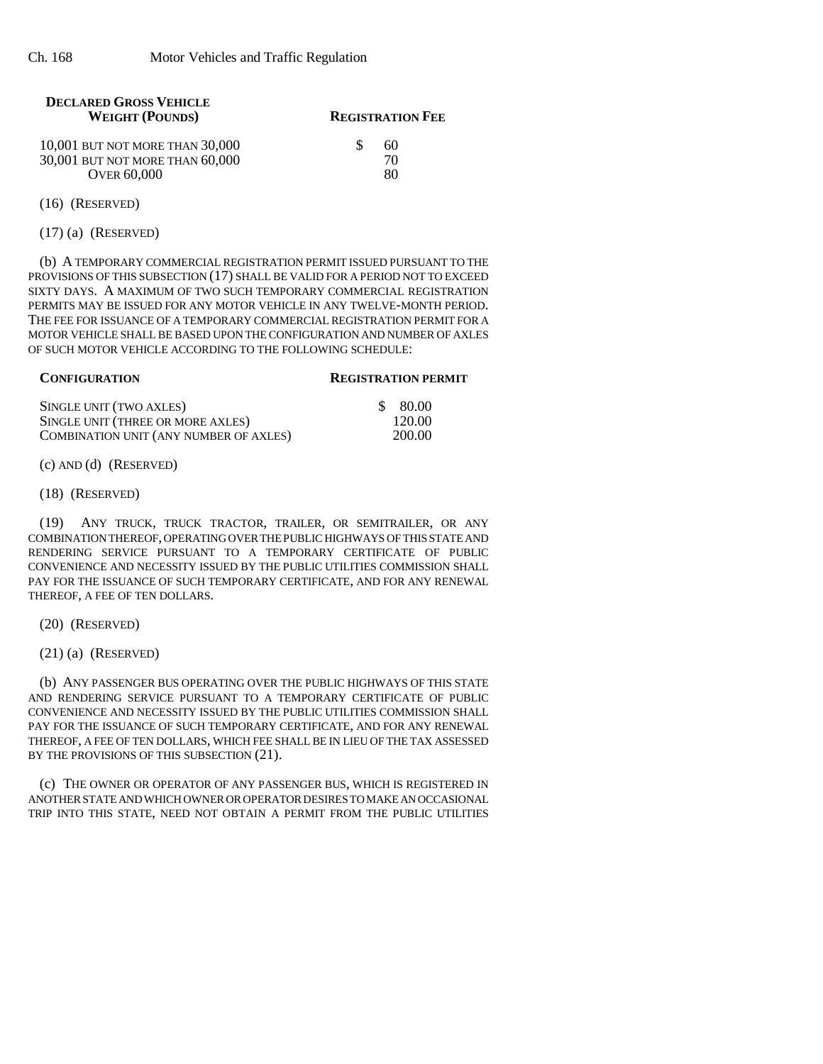| DECLARED GROSS VEHICLE WEIGHT (POUNDS) | REGISTRATION FEE |
|---|---|
| 10,001 BUT NOT MORE THAN 30,000 | $ 60 |
| 30,001 BUT NOT MORE THAN 60,000 | 70 |
| OVER 60,000 | 80 |

(16) (RESERVED)

(17) (a) (RESERVED)

(b) A TEMPORARY COMMERCIAL REGISTRATION PERMIT ISSUED PURSUANT TO THE PROVISIONS OF THIS SUBSECTION (17) SHALL BE VALID FOR A PERIOD NOT TO EXCEED SIXTY DAYS. A MAXIMUM OF TWO SUCH TEMPORARY COMMERCIAL REGISTRATION PERMITS MAY BE ISSUED FOR ANY MOTOR VEHICLE IN ANY TWELVE-MONTH PERIOD. THE FEE FOR ISSUANCE OF A TEMPORARY COMMERCIAL REGISTRATION PERMIT FOR A MOTOR VEHICLE SHALL BE BASED UPON THE CONFIGURATION AND NUMBER OF AXLES OF SUCH MOTOR VEHICLE ACCORDING TO THE FOLLOWING SCHEDULE:

| CONFIGURATION | REGISTRATION PERMIT |
|---|---|
| SINGLE UNIT (TWO AXLES) | $ 80.00 |
| SINGLE UNIT (THREE OR MORE AXLES) | 120.00 |
| COMBINATION UNIT (ANY NUMBER OF AXLES) | 200.00 |

(c) AND (d) (RESERVED)

(18) (RESERVED)

(19) ANY TRUCK, TRUCK TRACTOR, TRAILER, OR SEMITRAILER, OR ANY COMBINATION THEREOF, OPERATING OVER THE PUBLIC HIGHWAYS OF THIS STATE AND RENDERING SERVICE PURSUANT TO A TEMPORARY CERTIFICATE OF PUBLIC CONVENIENCE AND NECESSITY ISSUED BY THE PUBLIC UTILITIES COMMISSION SHALL PAY FOR THE ISSUANCE OF SUCH TEMPORARY CERTIFICATE, AND FOR ANY RENEWAL THEREOF, A FEE OF TEN DOLLARS.

(20) (RESERVED)

(21) (a) (RESERVED)

(b) ANY PASSENGER BUS OPERATING OVER THE PUBLIC HIGHWAYS OF THIS STATE AND RENDERING SERVICE PURSUANT TO A TEMPORARY CERTIFICATE OF PUBLIC CONVENIENCE AND NECESSITY ISSUED BY THE PUBLIC UTILITIES COMMISSION SHALL PAY FOR THE ISSUANCE OF SUCH TEMPORARY CERTIFICATE, AND FOR ANY RENEWAL THEREOF, A FEE OF TEN DOLLARS, WHICH FEE SHALL BE IN LIEU OF THE TAX ASSESSED BY THE PROVISIONS OF THIS SUBSECTION (21).

(c) THE OWNER OR OPERATOR OF ANY PASSENGER BUS, WHICH IS REGISTERED IN ANOTHER STATE AND WHICH OWNER OR OPERATOR DESIRES TO MAKE AN OCCASIONAL TRIP INTO THIS STATE, NEED NOT OBTAIN A PERMIT FROM THE PUBLIC UTILITIES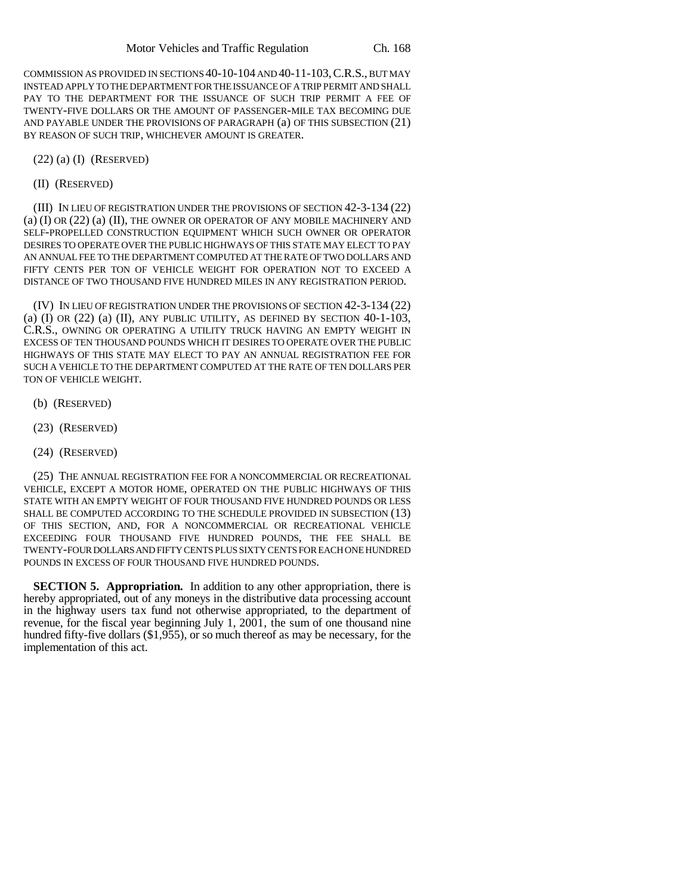COMMISSION AS PROVIDED IN SECTIONS 40-10-104 AND 40-11-103, C.R.S., BUT MAY INSTEAD APPLY TO THE DEPARTMENT FOR THE ISSUANCE OF A TRIP PERMIT AND SHALL PAY TO THE DEPARTMENT FOR THE ISSUANCE OF SUCH TRIP PERMIT A FEE OF TWENTY-FIVE DOLLARS OR THE AMOUNT OF PASSENGER-MILE TAX BECOMING DUE AND PAYABLE UNDER THE PROVISIONS OF PARAGRAPH (a) OF THIS SUBSECTION (21) BY REASON OF SUCH TRIP, WHICHEVER AMOUNT IS GREATER.

(22) (a) (I) (RESERVED)

(II) (RESERVED)

(III) IN LIEU OF REGISTRATION UNDER THE PROVISIONS OF SECTION 42-3-134 (22) (a) (I) OR (22) (a) (II), THE OWNER OR OPERATOR OF ANY MOBILE MACHINERY AND SELF-PROPELLED CONSTRUCTION EQUIPMENT WHICH SUCH OWNER OR OPERATOR DESIRES TO OPERATE OVER THE PUBLIC HIGHWAYS OF THIS STATE MAY ELECT TO PAY AN ANNUAL FEE TO THE DEPARTMENT COMPUTED AT THE RATE OF TWO DOLLARS AND FIFTY CENTS PER TON OF VEHICLE WEIGHT FOR OPERATION NOT TO EXCEED A DISTANCE OF TWO THOUSAND FIVE HUNDRED MILES IN ANY REGISTRATION PERIOD.

(IV) IN LIEU OF REGISTRATION UNDER THE PROVISIONS OF SECTION 42-3-134 (22) (a) (I) OR (22) (a) (II), ANY PUBLIC UTILITY, AS DEFINED BY SECTION 40-1-103, C.R.S., OWNING OR OPERATING A UTILITY TRUCK HAVING AN EMPTY WEIGHT IN EXCESS OF TEN THOUSAND POUNDS WHICH IT DESIRES TO OPERATE OVER THE PUBLIC HIGHWAYS OF THIS STATE MAY ELECT TO PAY AN ANNUAL REGISTRATION FEE FOR SUCH A VEHICLE TO THE DEPARTMENT COMPUTED AT THE RATE OF TEN DOLLARS PER TON OF VEHICLE WEIGHT.

(b) (RESERVED)

(23) (RESERVED)

(24) (RESERVED)

(25) THE ANNUAL REGISTRATION FEE FOR A NONCOMMERCIAL OR RECREATIONAL VEHICLE, EXCEPT A MOTOR HOME, OPERATED ON THE PUBLIC HIGHWAYS OF THIS STATE WITH AN EMPTY WEIGHT OF FOUR THOUSAND FIVE HUNDRED POUNDS OR LESS SHALL BE COMPUTED ACCORDING TO THE SCHEDULE PROVIDED IN SUBSECTION (13) OF THIS SECTION, AND, FOR A NONCOMMERCIAL OR RECREATIONAL VEHICLE EXCEEDING FOUR THOUSAND FIVE HUNDRED POUNDS, THE FEE SHALL BE TWENTY-FOUR DOLLARS AND FIFTY CENTS PLUS SIXTY CENTS FOR EACH ONE HUNDRED POUNDS IN EXCESS OF FOUR THOUSAND FIVE HUNDRED POUNDS.

**SECTION 5. Appropriation.** In addition to any other appropriation, there is hereby appropriated, out of any moneys in the distributive data processing account in the highway users tax fund not otherwise appropriated, to the department of revenue, for the fiscal year beginning July 1, 2001, the sum of one thousand nine hundred fifty-five dollars ($1,955), or so much thereof as may be necessary, for the implementation of this act.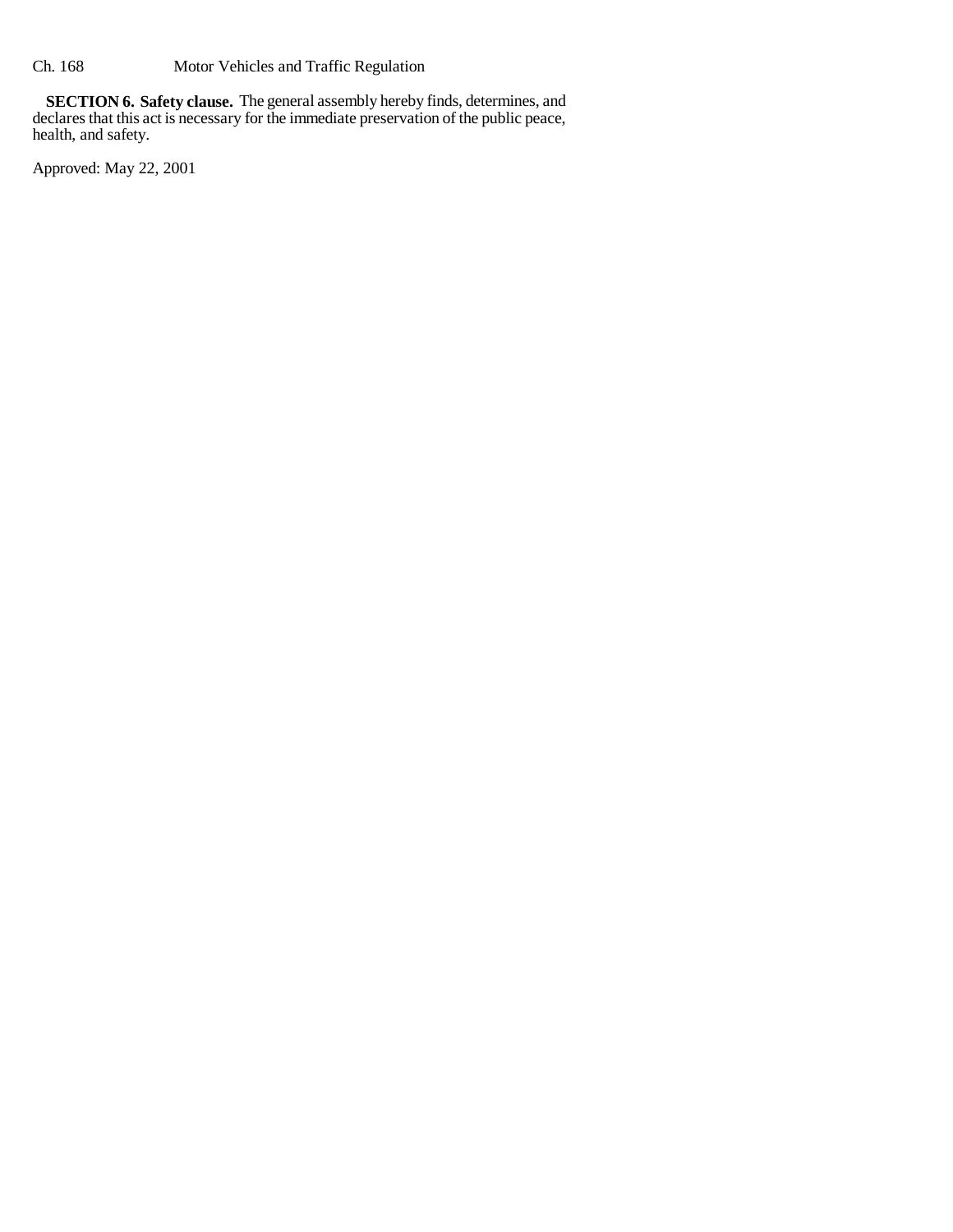**SECTION 6. Safety clause.** The general assembly hereby finds, determines, and declares that this act is necessary for the immediate preservation of the public peace, health, and safety.

Approved: May 22, 2001